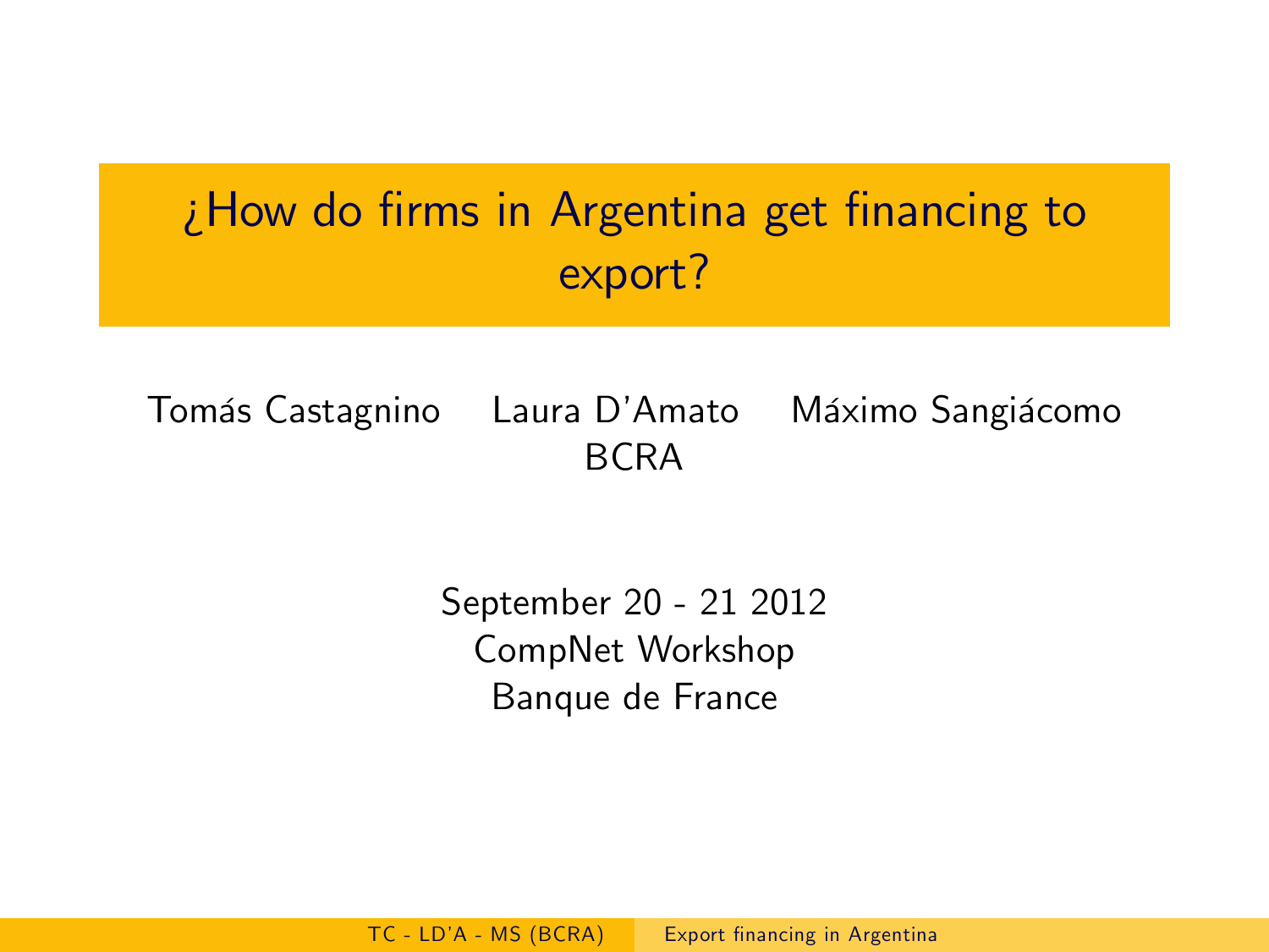# ¿How do firms in Argentina get financing to export?

Tomás Castagnino Laura D'Amato Máximo Sangiácomo
BCRA

September 20 - 21 2012
CompNet Workshop
Banque de France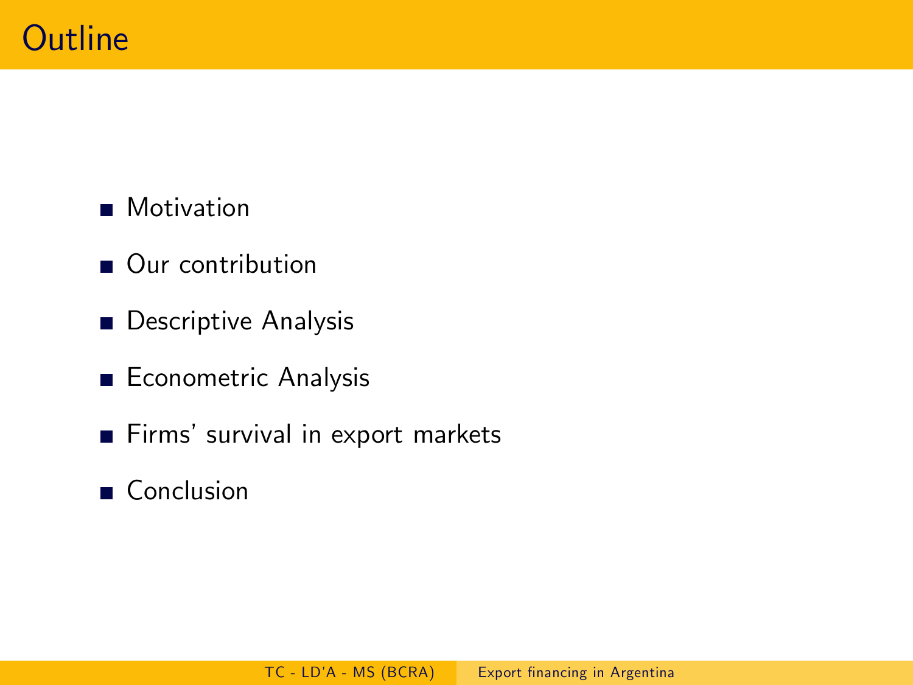# Outline

- Motivation
- Our contribution
- Descriptive Analysis
- Econometric Analysis
- Firms' survival in export markets
- Conclusion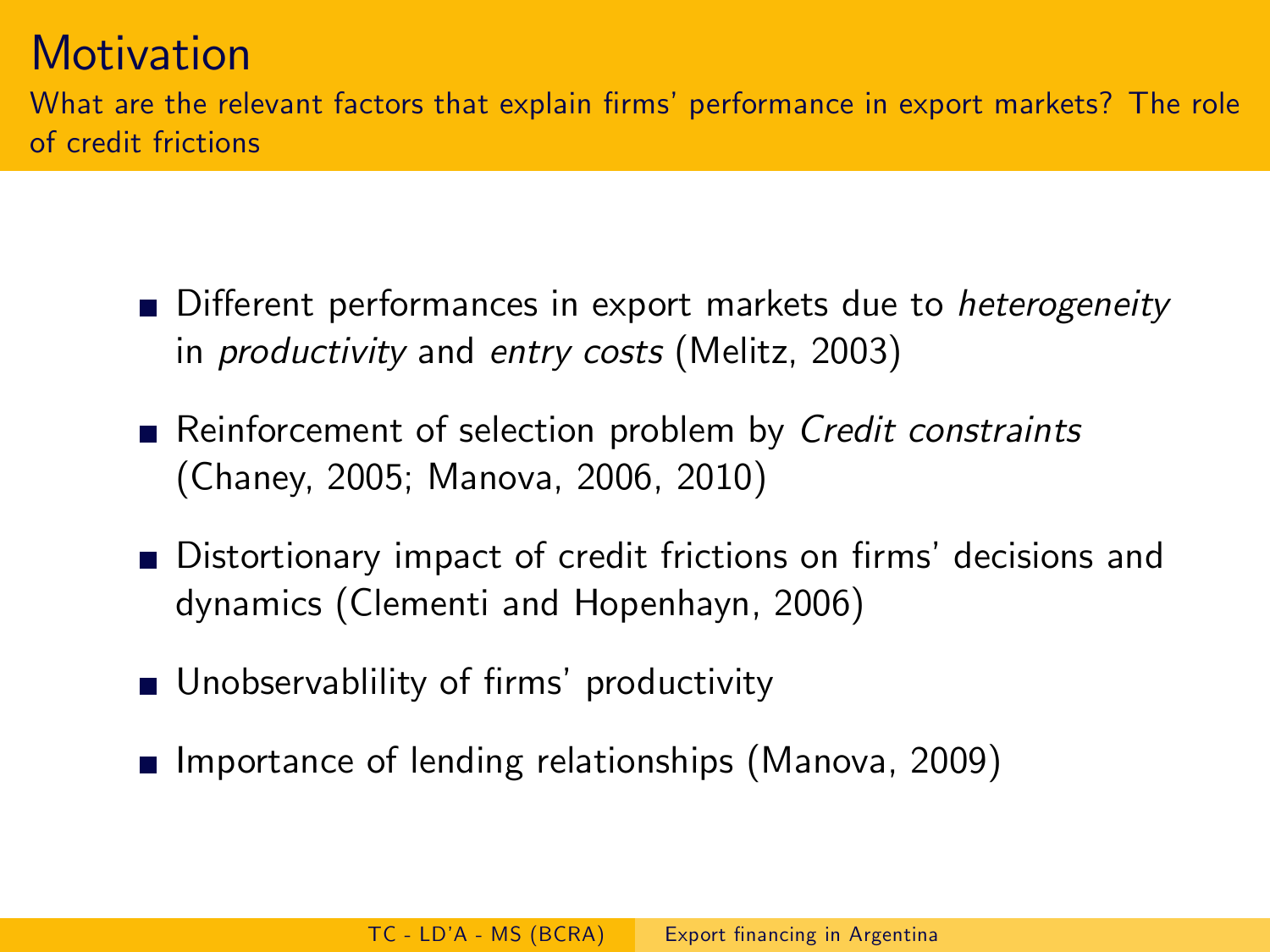# Motivation

What are the relevant factors that explain firms' performance in export markets? The role of credit frictions

- Different performances in export markets due to *heterogeneity* in *productivity* and *entry costs* (Melitz, 2003)
- Reinforcement of selection problem by *Credit constraints* (Chaney, 2005; Manova, 2006, 2010)
- Distortionary impact of credit frictions on firms' decisions and dynamics (Clementi and Hopenhayn, 2006)
- Unobservablility of firms' productivity
- Importance of lending relationships (Manova, 2009)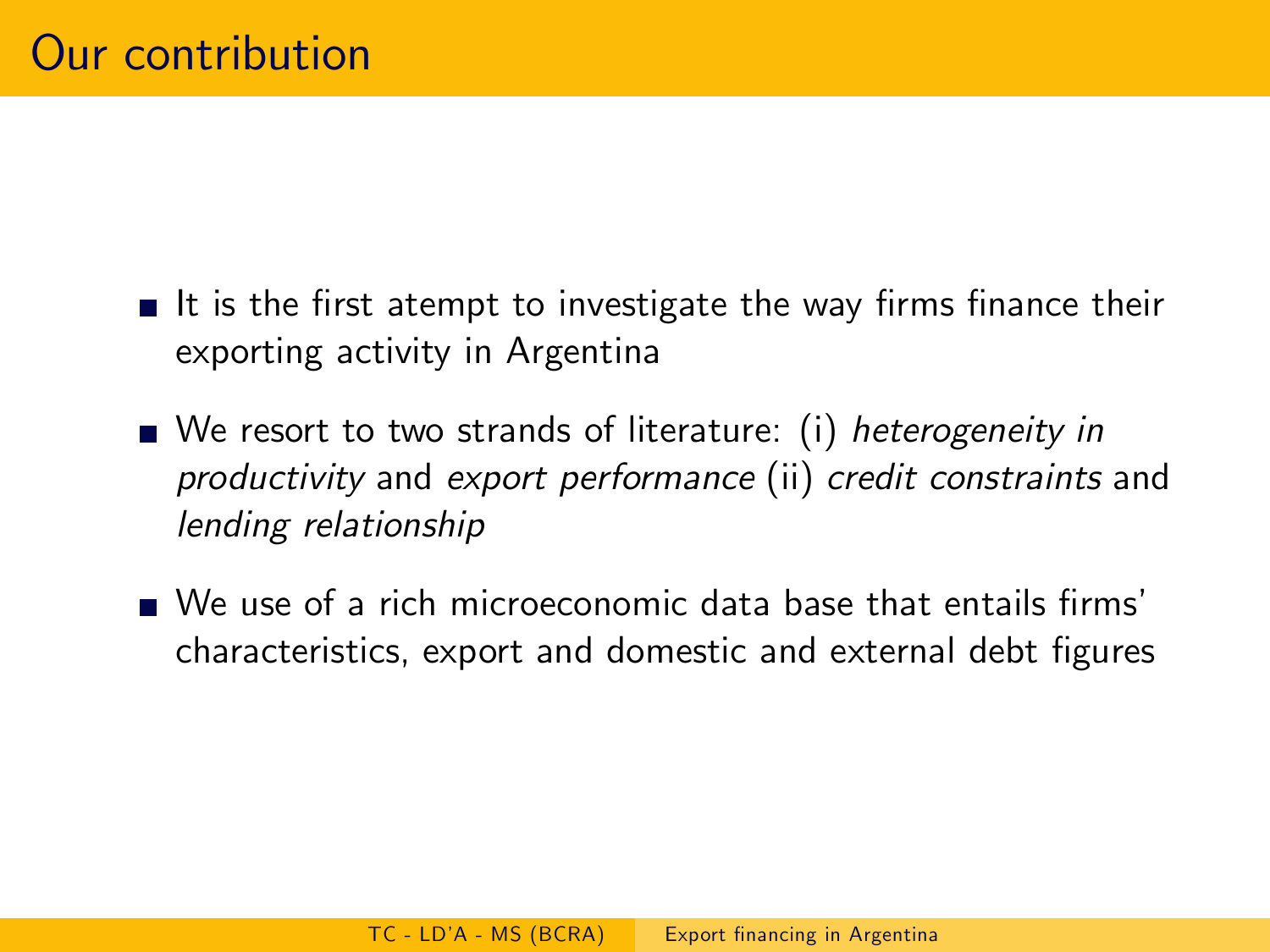# Our contribution

- It is the first atempt to investigate the way firms finance their exporting activity in Argentina
- We resort to two strands of literature: (i) *heterogeneity in productivity* and *export performance* (ii) *credit constraints* and *lending relationship*
- We use of a rich microeconomic data base that entails firms' characteristics, export and domestic and external debt figures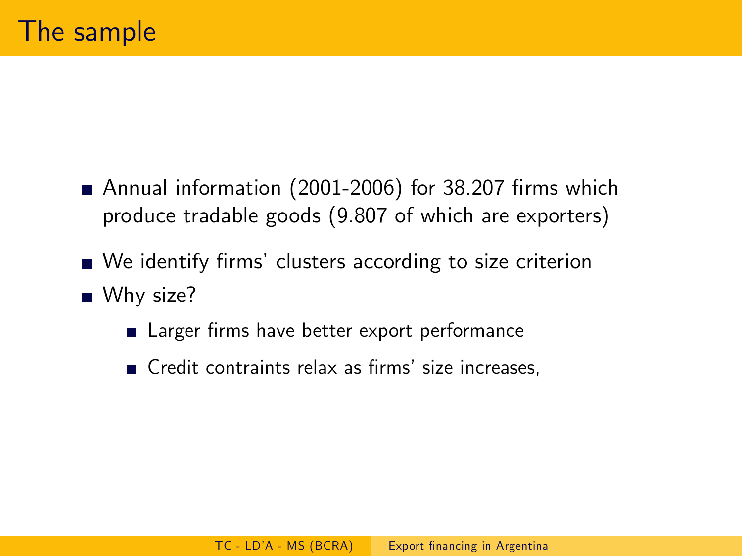# The sample

- Annual information (2001-2006) for 38.207 firms which produce tradable goods (9.807 of which are exporters)
- We identify firms' clusters according to size criterion
- Why size?
  - Larger firms have better export performance
  - Credit contraints relax as firms' size increases,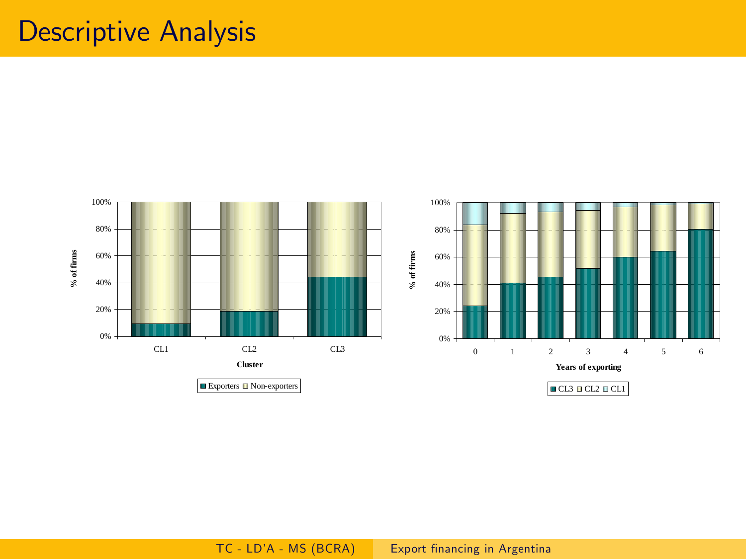# Descriptive Analysis

| % of firms | CL1 | CL2 | CL3 |
|---|---|---|---|
| Exporters | ~9% | ~19% | ~44% |
| Non-exporters | ~91% | ~81% | ~56% |

Cluster

■ Exporters □ Non-exporters

| Years of exporting | CL3 | CL2 | CL1 |
|---|---|---|---|
| 0 | ~24% | ~60% | ~16% |
| 1 | ~41% | ~51% | ~8% |
| 2 | ~45% | ~48% | ~7% |
| 3 | ~52% | ~42% | ~6% |
| 4 | ~60% | ~37% | ~3% |
| 5 | ~64% | ~34% | ~2% |
| 6 | ~80% | ~19% | ~1% |

% of firms

■ CL3 □ CL2 □ CL1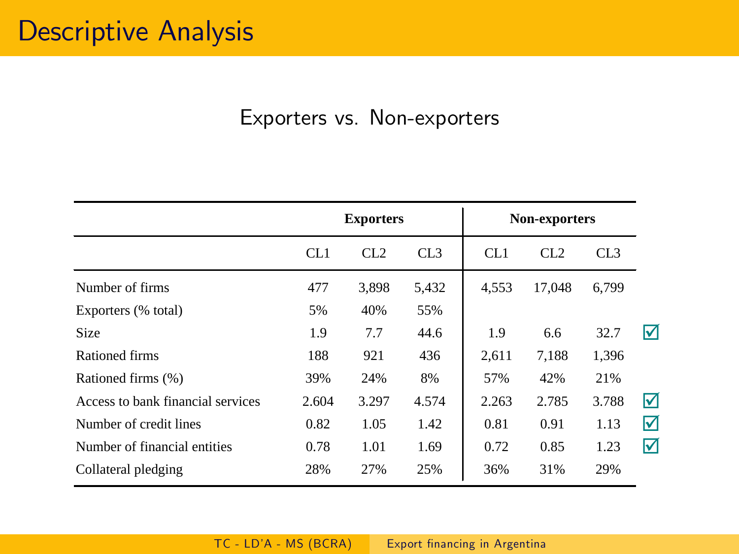# Descriptive Analysis

## Exporters vs. Non-exporters

| | Exporters | | | Non-exporters | | | |
|---|---|---|---|---|---|---|---|
| | CL1 | CL2 | CL3 | CL1 | CL2 | CL3 | |
| Number of firms | 477 | 3,898 | 5,432 | 4,553 | 17,048 | 6,799 | |
| Exporters (% total) | 5% | 40% | 55% | | | | |
| Size | 1.9 | 7.7 | 44.6 | 1.9 | 6.6 | 32.7 | ☑ |
| Rationed firms | 188 | 921 | 436 | 2,611 | 7,188 | 1,396 | |
| Rationed firms (%) | 39% | 24% | 8% | 57% | 42% | 21% | |
| Access to bank financial services | 2.604 | 3.297 | 4.574 | 2.263 | 2.785 | 3.788 | ☑ |
| Number of credit lines | 0.82 | 1.05 | 1.42 | 0.81 | 0.91 | 1.13 | ☑ |
| Number of financial entities | 0.78 | 1.01 | 1.69 | 0.72 | 0.85 | 1.23 | ☑ |
| Collateral pledging | 28% | 27% | 25% | 36% | 31% | 29% | |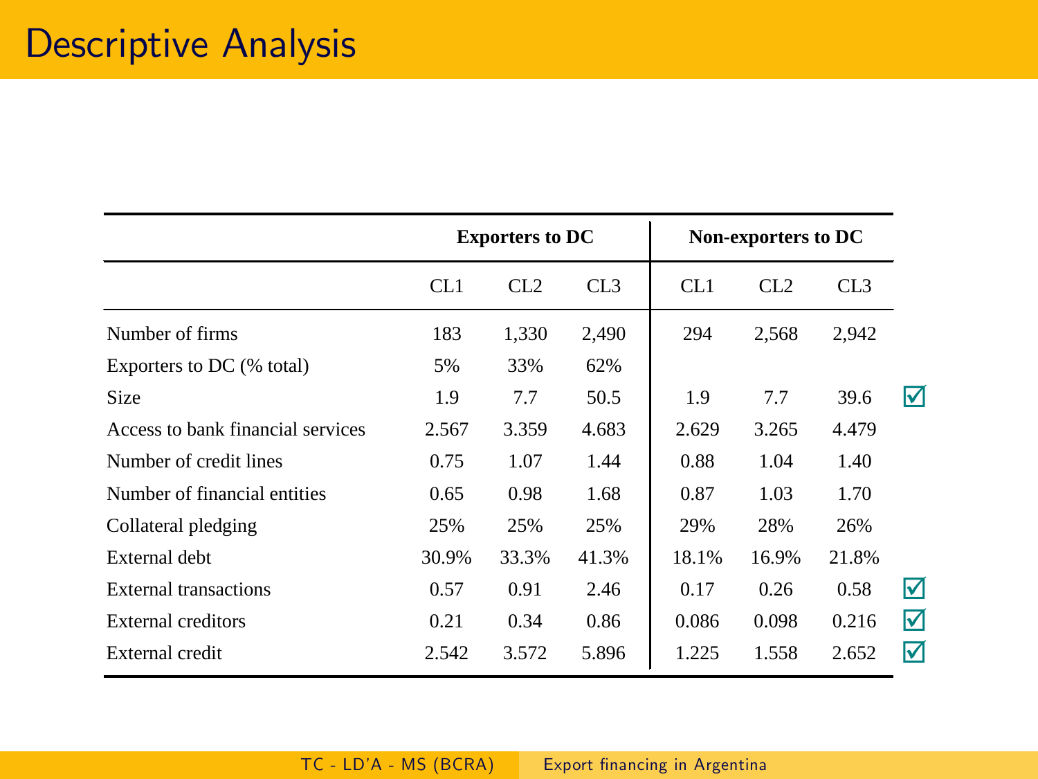# Descriptive Analysis

| | Exporters to DC | | | Non-exporters to DC | | | |
|---|---|---|---|---|---|---|---|
| | CL1 | CL2 | CL3 | CL1 | CL2 | CL3 | |
| Number of firms | 183 | 1,330 | 2,490 | 294 | 2,568 | 2,942 | |
| Exporters to DC (% total) | 5% | 33% | 62% | | | | |
| Size | 1.9 | 7.7 | 50.5 | 1.9 | 7.7 | 39.6 | ☑ |
| Access to bank financial services | 2.567 | 3.359 | 4.683 | 2.629 | 3.265 | 4.479 | |
| Number of credit lines | 0.75 | 1.07 | 1.44 | 0.88 | 1.04 | 1.40 | |
| Number of financial entities | 0.65 | 0.98 | 1.68 | 0.87 | 1.03 | 1.70 | |
| Collateral pledging | 25% | 25% | 25% | 29% | 28% | 26% | |
| External debt | 30.9% | 33.3% | 41.3% | 18.1% | 16.9% | 21.8% | |
| External transactions | 0.57 | 0.91 | 2.46 | 0.17 | 0.26 | 0.58 | ☑ |
| External creditors | 0.21 | 0.34 | 0.86 | 0.086 | 0.098 | 0.216 | ☑ |
| External credit | 2.542 | 3.572 | 5.896 | 1.225 | 1.558 | 2.652 | ☑ |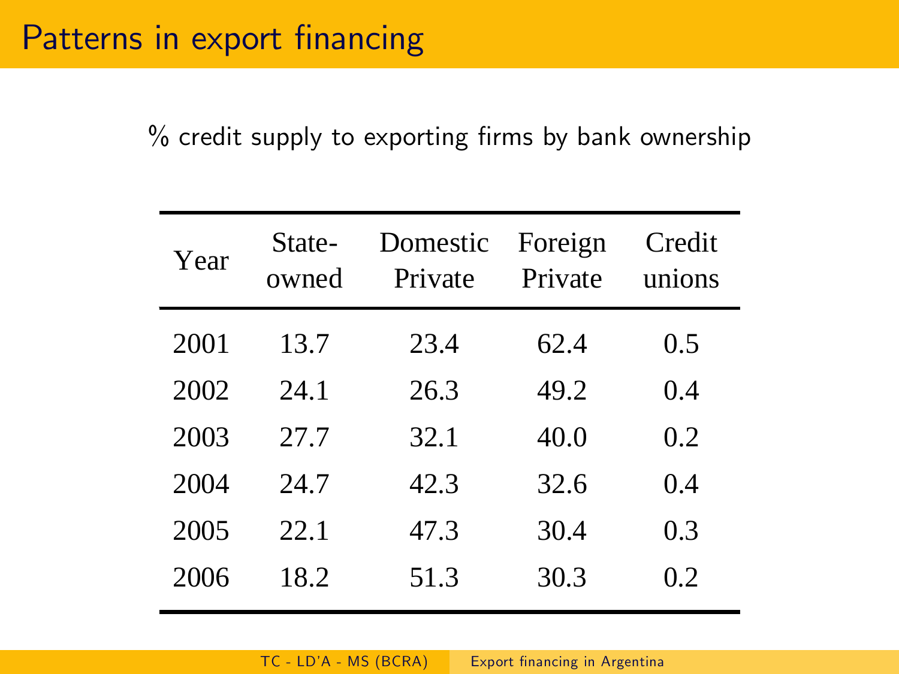# Patterns in export financing

% credit supply to exporting firms by bank ownership

| Year | State-owned | Domestic Private | Foreign Private | Credit unions |
|---|---|---|---|---|
| 2001 | 13.7 | 23.4 | 62.4 | 0.5 |
| 2002 | 24.1 | 26.3 | 49.2 | 0.4 |
| 2003 | 27.7 | 32.1 | 40.0 | 0.2 |
| 2004 | 24.7 | 42.3 | 32.6 | 0.4 |
| 2005 | 22.1 | 47.3 | 30.4 | 0.3 |
| 2006 | 18.2 | 51.3 | 30.3 | 0.2 |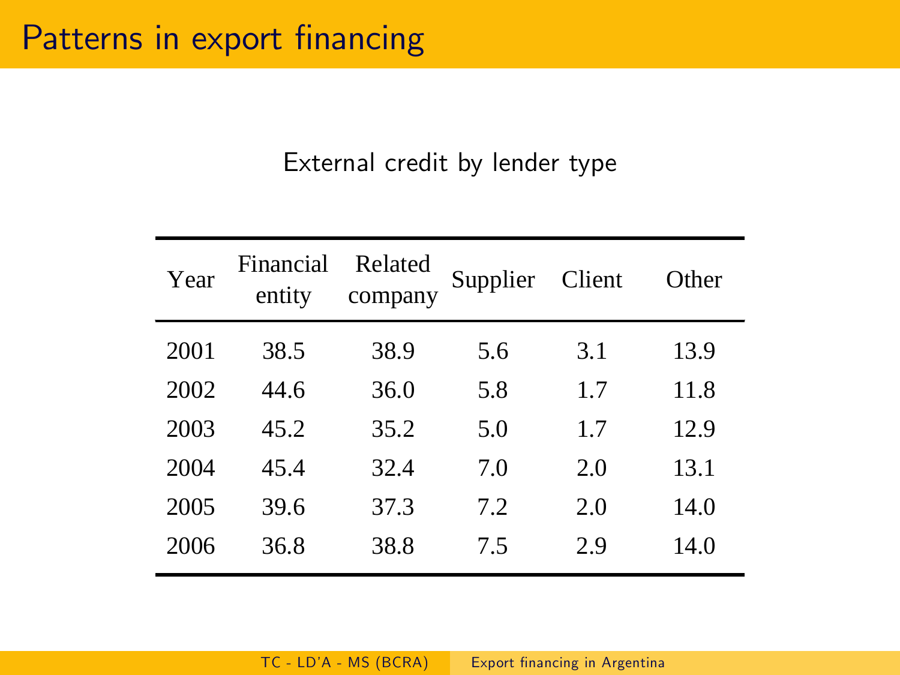# Patterns in export financing

External credit by lender type

| Year | Financial entity | Related company | Supplier | Client | Other |
|---|---|---|---|---|---|
| 2001 | 38.5 | 38.9 | 5.6 | 3.1 | 13.9 |
| 2002 | 44.6 | 36.0 | 5.8 | 1.7 | 11.8 |
| 2003 | 45.2 | 35.2 | 5.0 | 1.7 | 12.9 |
| 2004 | 45.4 | 32.4 | 7.0 | 2.0 | 13.1 |
| 2005 | 39.6 | 37.3 | 7.2 | 2.0 | 14.0 |
| 2006 | 36.8 | 38.8 | 7.5 | 2.9 | 14.0 |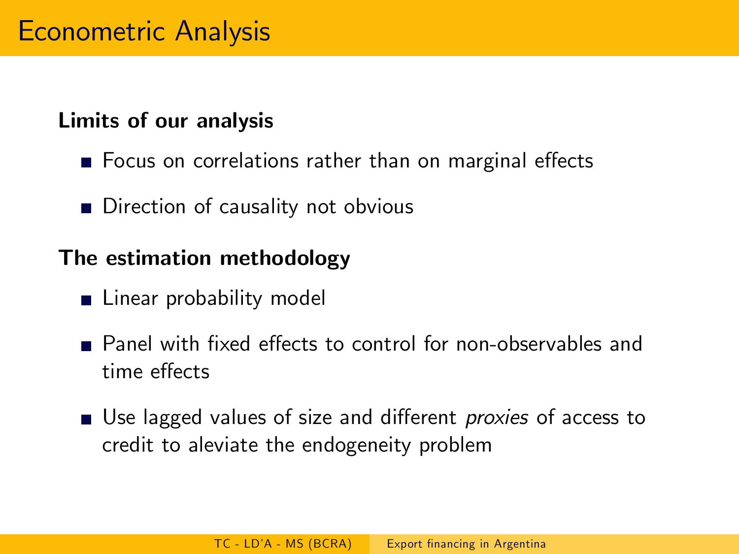# Econometric Analysis

**Limits of our analysis**

- Focus on correlations rather than on marginal effects
- Direction of causality not obvious

**The estimation methodology**

- Linear probability model
- Panel with fixed effects to control for non-observables and time effects
- Use lagged values of size and different *proxies* of access to credit to aleviate the endogeneity problem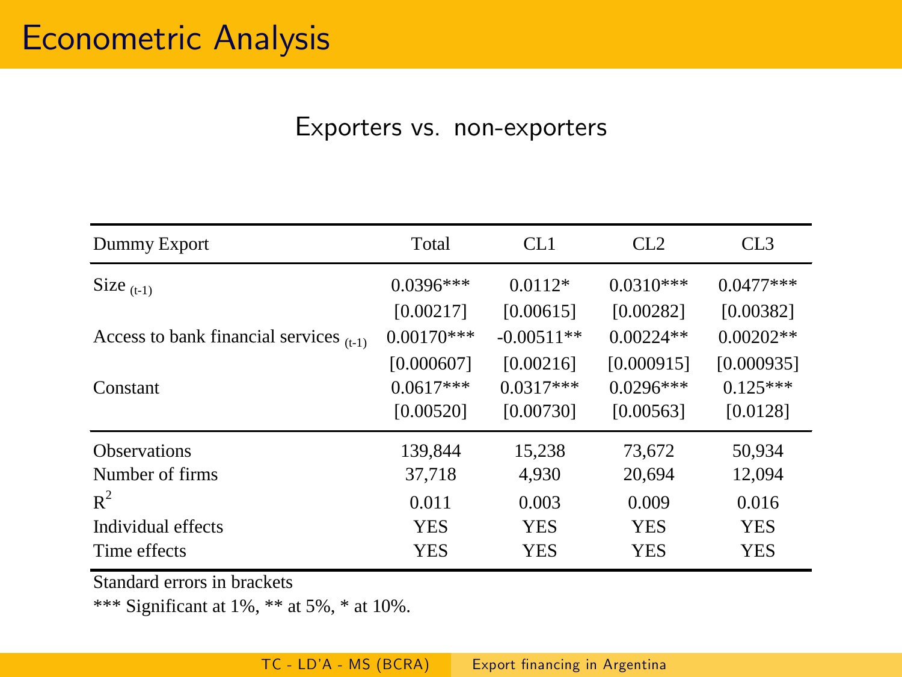# Econometric Analysis

## Exporters vs. non-exporters

| Dummy Export | Total | CL1 | CL2 | CL3 |
|---|---|---|---|---|
| Size $_{(t-1)}$ | 0.0396*** | 0.0112* | 0.0310*** | 0.0477*** |
| | [0.00217] | [0.00615] | [0.00282] | [0.00382] |
| Access to bank financial services $_{(t-1)}$ | 0.00170*** | -0.00511** | 0.00224** | 0.00202** |
| | [0.000607] | [0.00216] | [0.000915] | [0.000935] |
| Constant | 0.0617*** | 0.0317*** | 0.0296*** | 0.125*** |
| | [0.00520] | [0.00730] | [0.00563] | [0.0128] |
| Observations | 139,844 | 15,238 | 73,672 | 50,934 |
| Number of firms | 37,718 | 4,930 | 20,694 | 12,094 |
| $R^2$ | 0.011 | 0.003 | 0.009 | 0.016 |
| Individual effects | YES | YES | YES | YES |
| Time effects | YES | YES | YES | YES |

Standard errors in brackets

*** Significant at 1%, ** at 5%, * at 10%.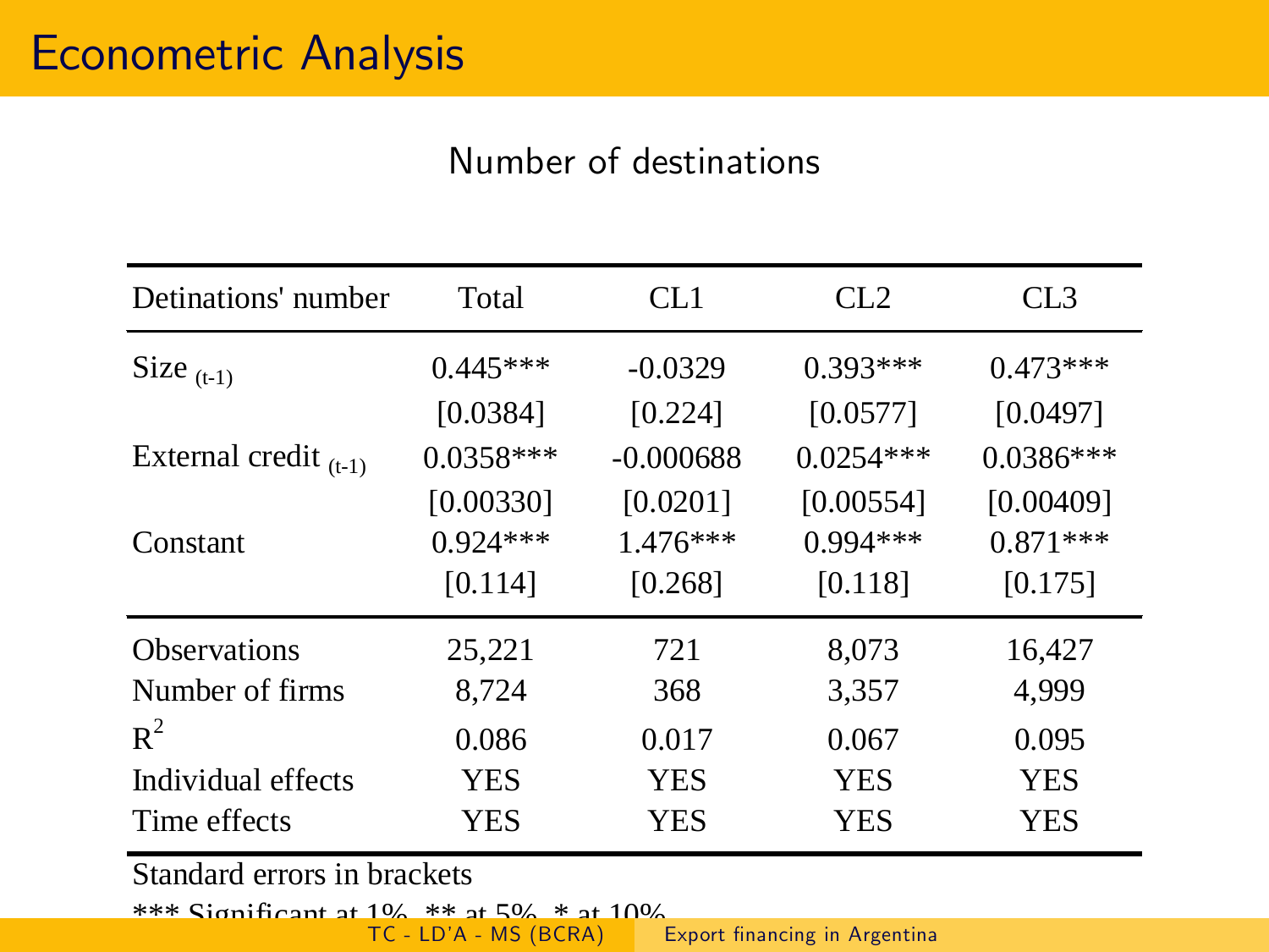# Econometric Analysis

## Number of destinations

| Detinations' number | Total | CL1 | CL2 | CL3 |
|---|---|---|---|---|
| Size $_{(t-1)}$ | 0.445*** | -0.0329 | 0.393*** | 0.473*** |
| | [0.0384] | [0.224] | [0.0577] | [0.0497] |
| External credit $_{(t-1)}$ | 0.0358*** | -0.000688 | 0.0254*** | 0.0386*** |
| | [0.00330] | [0.0201] | [0.00554] | [0.00409] |
| Constant | 0.924*** | 1.476*** | 0.994*** | 0.871*** |
| | [0.114] | [0.268] | [0.118] | [0.175] |
| Observations | 25,221 | 721 | 8,073 | 16,427 |
| Number of firms | 8,724 | 368 | 3,357 | 4,999 |
| $R^2$ | 0.086 | 0.017 | 0.067 | 0.095 |
| Individual effects | YES | YES | YES | YES |
| Time effects | YES | YES | YES | YES |

Standard errors in brackets

*** Significant at 1%, ** at 5%, * at 10%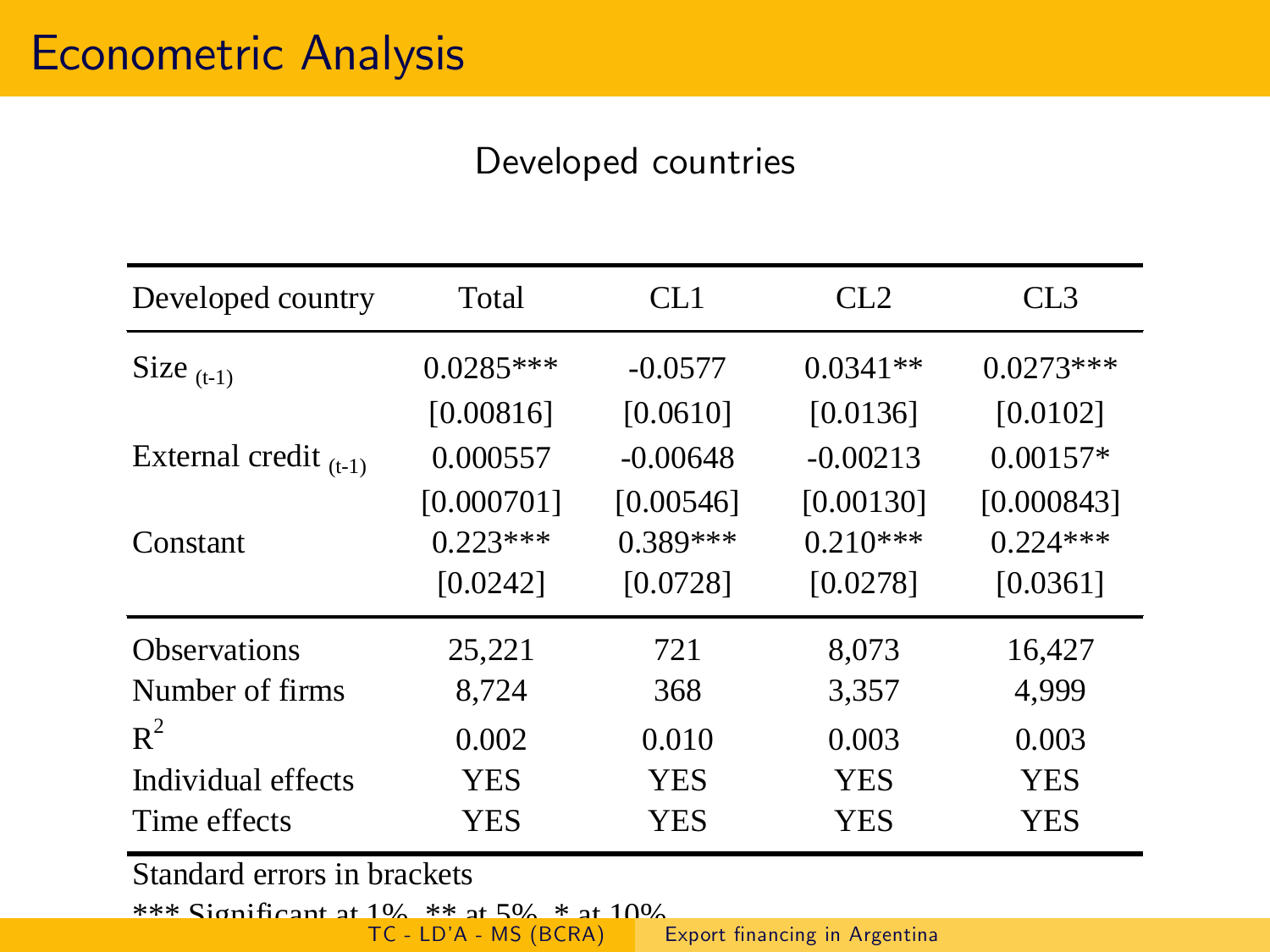# Econometric Analysis

## Developed countries

| Developed country | Total | CL1 | CL2 | CL3 |
|---|---|---|---|---|
| Size $_{(t-1)}$ | 0.0285*** | -0.0577 | 0.0341** | 0.0273*** |
| | [0.00816] | [0.0610] | [0.0136] | [0.0102] |
| External credit $_{(t-1)}$ | 0.000557 | -0.00648 | -0.00213 | 0.00157* |
| | [0.000701] | [0.00546] | [0.00130] | [0.000843] |
| Constant | 0.223*** | 0.389*** | 0.210*** | 0.224*** |
| | [0.0242] | [0.0728] | [0.0278] | [0.0361] |
| Observations | 25,221 | 721 | 8,073 | 16,427 |
| Number of firms | 8,724 | 368 | 3,357 | 4,999 |
| $R^2$ | 0.002 | 0.010 | 0.003 | 0.003 |
| Individual effects | YES | YES | YES | YES |
| Time effects | YES | YES | YES | YES |

Standard errors in brackets

*** Significant at 1%, ** at 5%, * at 10%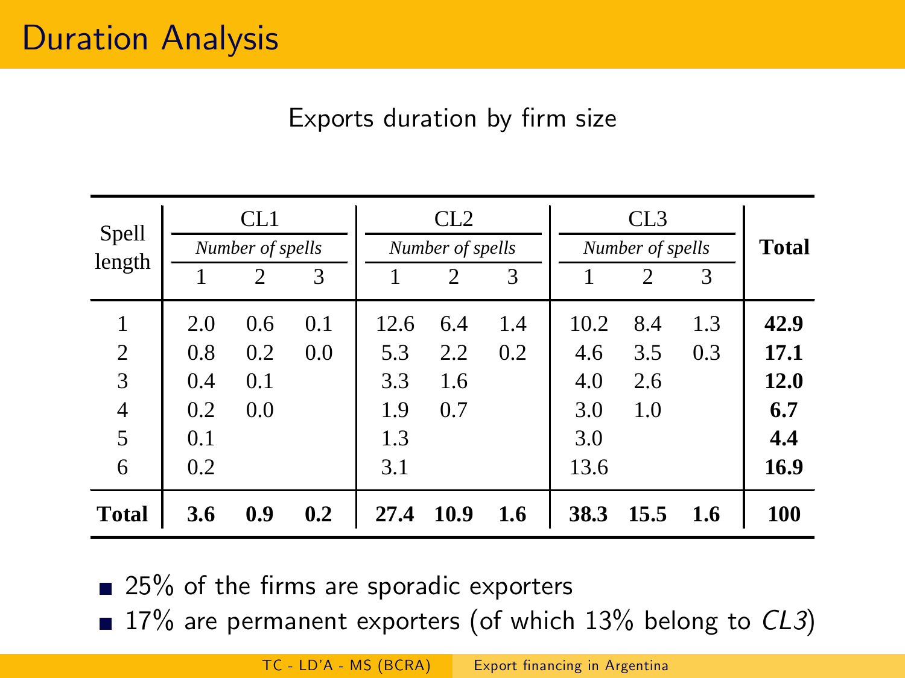# Duration Analysis

Exports duration by firm size

| Spell length | CL1 | | | CL2 | | | CL3 | | | **Total** |
|---|---|---|---|---|---|---|---|---|---|---|
| | *Number of spells* | | | *Number of spells* | | | *Number of spells* | | | |
| | 1 | 2 | 3 | 1 | 2 | 3 | 1 | 2 | 3 | |
| 1 | 2.0 | 0.6 | 0.1 | 12.6 | 6.4 | 1.4 | 10.2 | 8.4 | 1.3 | **42.9** |
| 2 | 0.8 | 0.2 | 0.0 | 5.3 | 2.2 | 0.2 | 4.6 | 3.5 | 0.3 | **17.1** |
| 3 | 0.4 | 0.1 | | 3.3 | 1.6 | | 4.0 | 2.6 | | **12.0** |
| 4 | 0.2 | 0.0 | | 1.9 | 0.7 | | 3.0 | 1.0 | | **6.7** |
| 5 | 0.1 | | | 1.3 | | | 3.0 | | | **4.4** |
| 6 | 0.2 | | | 3.1 | | | 13.6 | | | **16.9** |
| **Total** | **3.6** | **0.9** | **0.2** | **27.4** | **10.9** | **1.6** | **38.3** | **15.5** | **1.6** | **100** |

- 25% of the firms are sporadic exporters
- 17% are permanent exporters (of which 13% belong to *CL3*)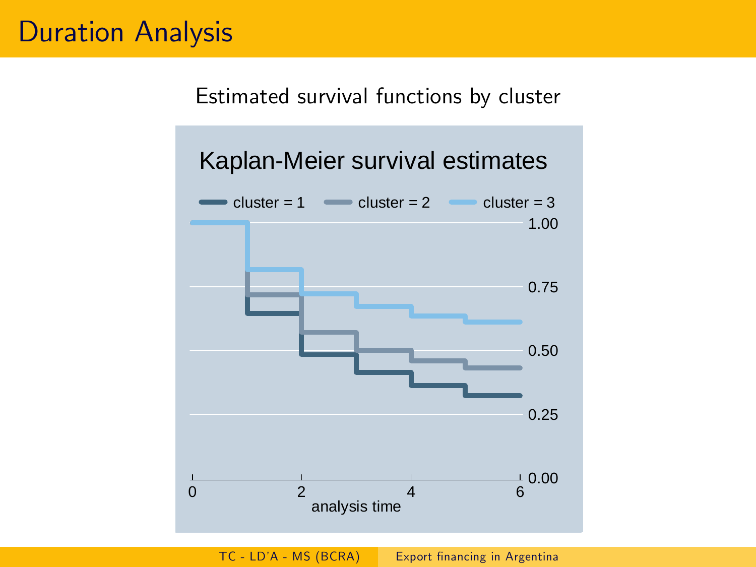# Duration Analysis

Estimated survival functions by cluster

Kaplan-Meier survival estimates

cluster = 1 | cluster = 2 | cluster = 3

analysis time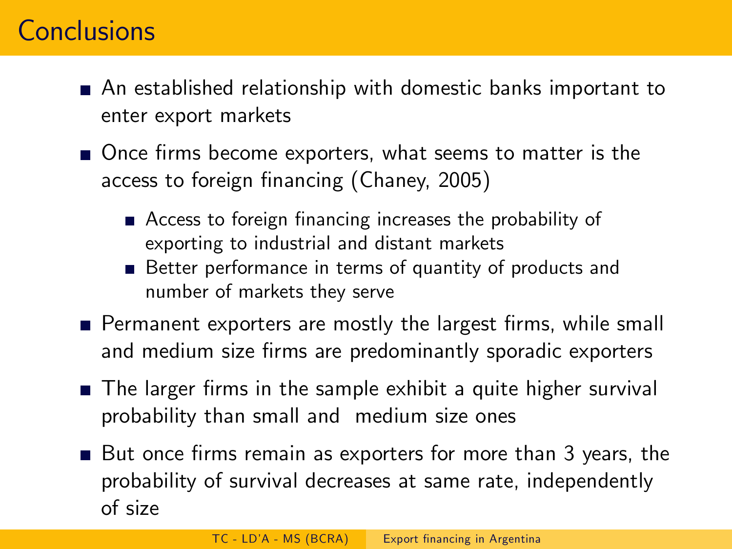# Conclusions

- An established relationship with domestic banks important to enter export markets
- Once firms become exporters, what seems to matter is the access to foreign financing (Chaney, 2005)
  - Access to foreign financing increases the probability of exporting to industrial and distant markets
  - Better performance in terms of quantity of products and number of markets they serve
- Permanent exporters are mostly the largest firms, while small and medium size firms are predominantly sporadic exporters
- The larger firms in the sample exhibit a quite higher survival probability than small and medium size ones
- But once firms remain as exporters for more than 3 years, the probability of survival decreases at same rate, independently of size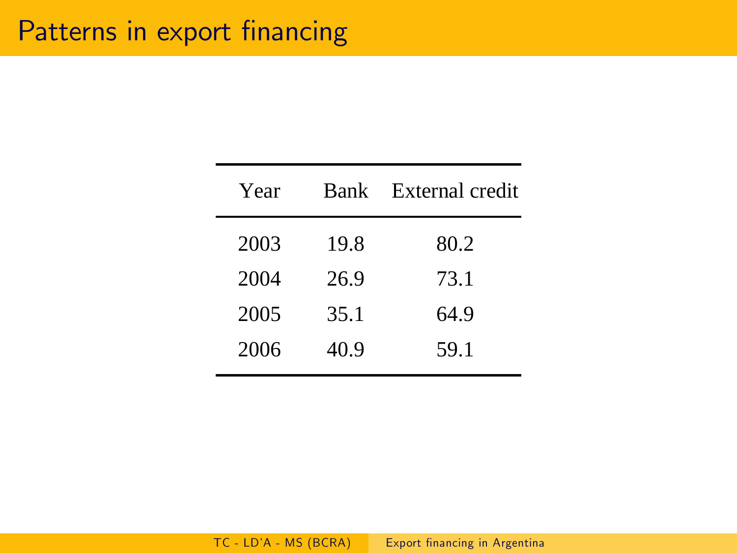# Patterns in export financing

| Year | Bank | External credit |
|---|---|---|
| 2003 | 19.8 | 80.2 |
| 2004 | 26.9 | 73.1 |
| 2005 | 35.1 | 64.9 |
| 2006 | 40.9 | 59.1 |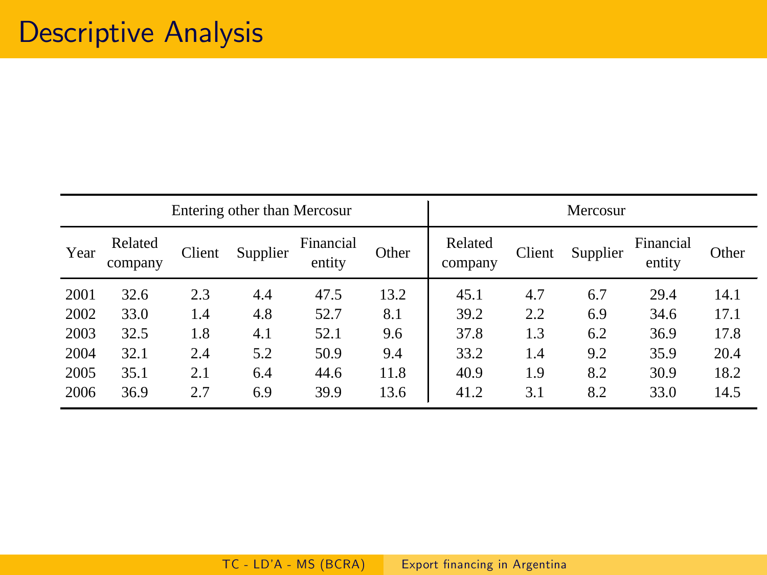# Descriptive Analysis

| | Entering other than Mercosur | | | | | Mercosur | | | | |
|---|---|---|---|---|---|---|---|---|---|---|
| Year | Related company | Client | Supplier | Financial entity | Other | Related company | Client | Supplier | Financial entity | Other |
| 2001 | 32.6 | 2.3 | 4.4 | 47.5 | 13.2 | 45.1 | 4.7 | 6.7 | 29.4 | 14.1 |
| 2002 | 33.0 | 1.4 | 4.8 | 52.7 | 8.1 | 39.2 | 2.2 | 6.9 | 34.6 | 17.1 |
| 2003 | 32.5 | 1.8 | 4.1 | 52.1 | 9.6 | 37.8 | 1.3 | 6.2 | 36.9 | 17.8 |
| 2004 | 32.1 | 2.4 | 5.2 | 50.9 | 9.4 | 33.2 | 1.4 | 9.2 | 35.9 | 20.4 |
| 2005 | 35.1 | 2.1 | 6.4 | 44.6 | 11.8 | 40.9 | 1.9 | 8.2 | 30.9 | 18.2 |
| 2006 | 36.9 | 2.7 | 6.9 | 39.9 | 13.6 | 41.2 | 3.1 | 8.2 | 33.0 | 14.5 |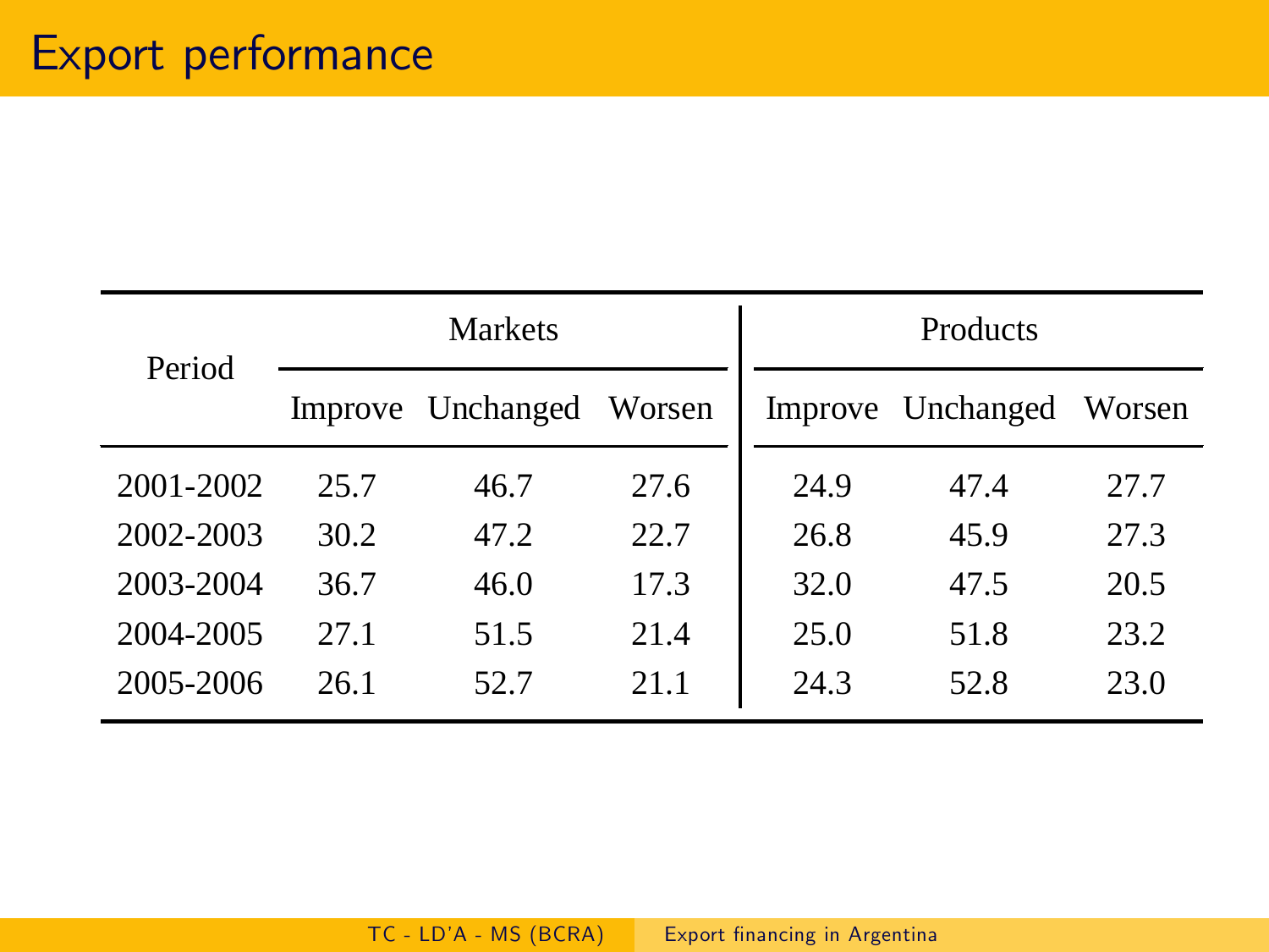# Export performance

| Period | Markets | | | Products | | |
|---|---|---|---|---|---|---|
| | Improve | Unchanged | Worsen | Improve | Unchanged | Worsen |
| 2001-2002 | 25.7 | 46.7 | 27.6 | 24.9 | 47.4 | 27.7 |
| 2002-2003 | 30.2 | 47.2 | 22.7 | 26.8 | 45.9 | 27.3 |
| 2003-2004 | 36.7 | 46.0 | 17.3 | 32.0 | 47.5 | 20.5 |
| 2004-2005 | 27.1 | 51.5 | 21.4 | 25.0 | 51.8 | 23.2 |
| 2005-2006 | 26.1 | 52.7 | 21.1 | 24.3 | 52.8 | 23.0 |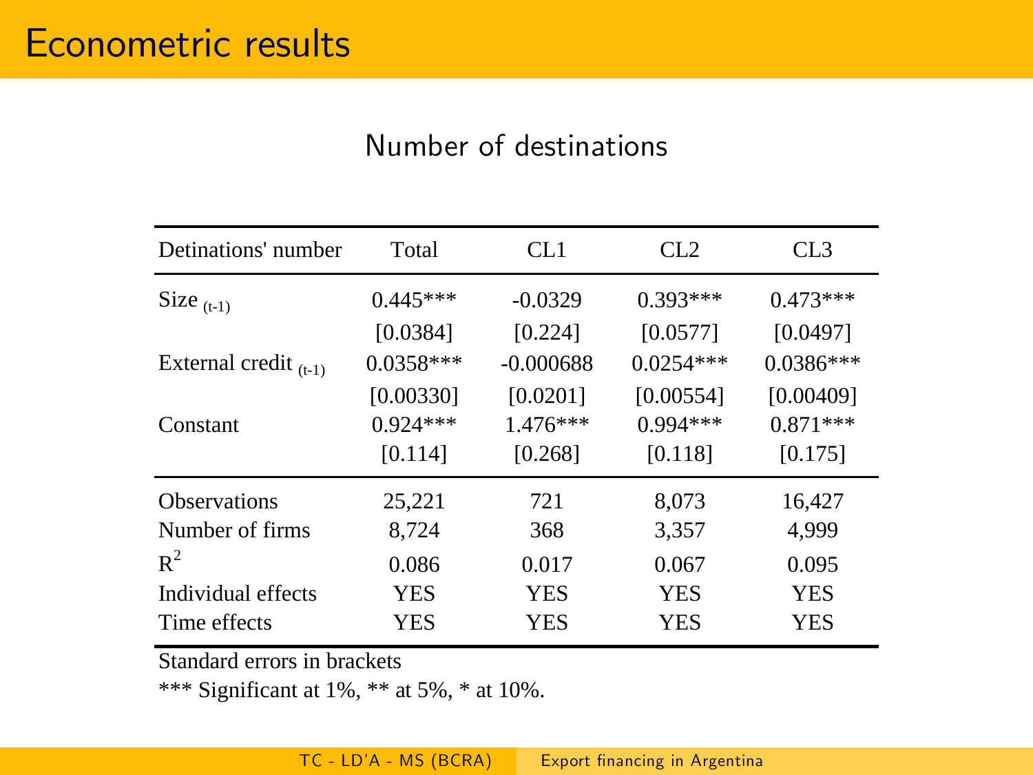# Econometric results

## Number of destinations

| Detinations' number | Total | CL1 | CL2 | CL3 |
|---|---|---|---|---|
| Size $_{(t-1)}$ | 0.445*** | -0.0329 | 0.393*** | 0.473*** |
| | [0.0384] | [0.224] | [0.0577] | [0.0497] |
| External credit $_{(t-1)}$ | 0.0358*** | -0.000688 | 0.0254*** | 0.0386*** |
| | [0.00330] | [0.0201] | [0.00554] | [0.00409] |
| Constant | 0.924*** | 1.476*** | 0.994*** | 0.871*** |
| | [0.114] | [0.268] | [0.118] | [0.175] |
| Observations | 25,221 | 721 | 8,073 | 16,427 |
| Number of firms | 8,724 | 368 | 3,357 | 4,999 |
| $R^2$ | 0.086 | 0.017 | 0.067 | 0.095 |
| Individual effects | YES | YES | YES | YES |
| Time effects | YES | YES | YES | YES |

Standard errors in brackets

*** Significant at 1%, ** at 5%, * at 10%.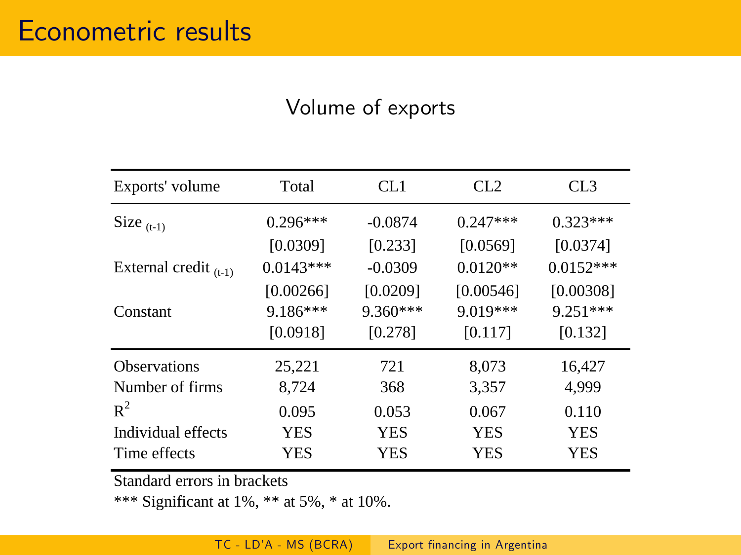# Econometric results

## Volume of exports

| Exports' volume | Total | CL1 | CL2 | CL3 |
|---|---|---|---|---|
| Size $_{(t-1)}$ | 0.296*** | -0.0874 | 0.247*** | 0.323*** |
| | [0.0309] | [0.233] | [0.0569] | [0.0374] |
| External credit $_{(t-1)}$ | 0.0143*** | -0.0309 | 0.0120** | 0.0152*** |
| | [0.00266] | [0.0209] | [0.00546] | [0.00308] |
| Constant | 9.186*** | 9.360*** | 9.019*** | 9.251*** |
| | [0.0918] | [0.278] | [0.117] | [0.132] |
| Observations | 25,221 | 721 | 8,073 | 16,427 |
| Number of firms | 8,724 | 368 | 3,357 | 4,999 |
| $R^2$ | 0.095 | 0.053 | 0.067 | 0.110 |
| Individual effects | YES | YES | YES | YES |
| Time effects | YES | YES | YES | YES |

Standard errors in brackets

*** Significant at 1%, ** at 5%, * at 10%.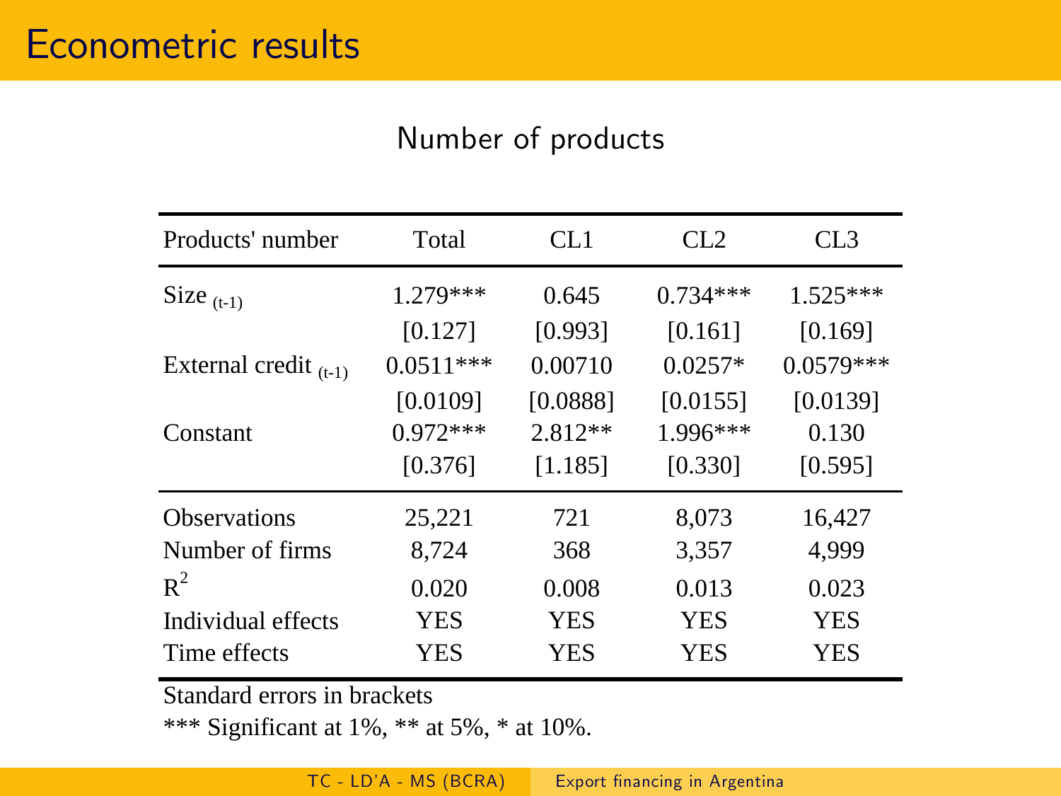# Econometric results

## Number of products

| Products' number | Total | CL1 | CL2 | CL3 |
|---|---|---|---|---|
| Size $_{(t-1)}$ | 1.279*** | 0.645 | 0.734*** | 1.525*** |
| | [0.127] | [0.993] | [0.161] | [0.169] |
| External credit $_{(t-1)}$ | 0.0511*** | 0.00710 | 0.0257* | 0.0579*** |
| | [0.0109] | [0.0888] | [0.0155] | [0.0139] |
| Constant | 0.972*** | 2.812** | 1.996*** | 0.130 |
| | [0.376] | [1.185] | [0.330] | [0.595] |
| Observations | 25,221 | 721 | 8,073 | 16,427 |
| Number of firms | 8,724 | 368 | 3,357 | 4,999 |
| $R^2$ | 0.020 | 0.008 | 0.013 | 0.023 |
| Individual effects | YES | YES | YES | YES |
| Time effects | YES | YES | YES | YES |

Standard errors in brackets

*** Significant at 1%, ** at 5%, * at 10%.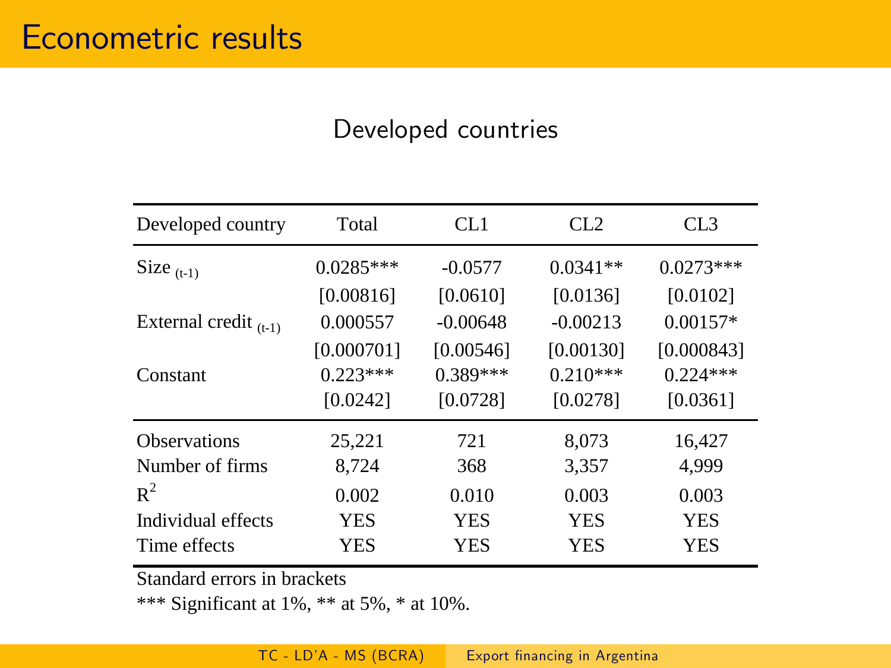# Econometric results

## Developed countries

| Developed country | Total | CL1 | CL2 | CL3 |
|---|---|---|---|---|
| Size $_{(t-1)}$ | 0.0285*** | -0.0577 | 0.0341** | 0.0273*** |
| | [0.00816] | [0.0610] | [0.0136] | [0.0102] |
| External credit $_{(t-1)}$ | 0.000557 | -0.00648 | -0.00213 | 0.00157* |
| | [0.000701] | [0.00546] | [0.00130] | [0.000843] |
| Constant | 0.223*** | 0.389*** | 0.210*** | 0.224*** |
| | [0.0242] | [0.0728] | [0.0278] | [0.0361] |
| Observations | 25,221 | 721 | 8,073 | 16,427 |
| Number of firms | 8,724 | 368 | 3,357 | 4,999 |
| $R^2$ | 0.002 | 0.010 | 0.003 | 0.003 |
| Individual effects | YES | YES | YES | YES |
| Time effects | YES | YES | YES | YES |

Standard errors in brackets

*** Significant at 1%, ** at 5%, * at 10%.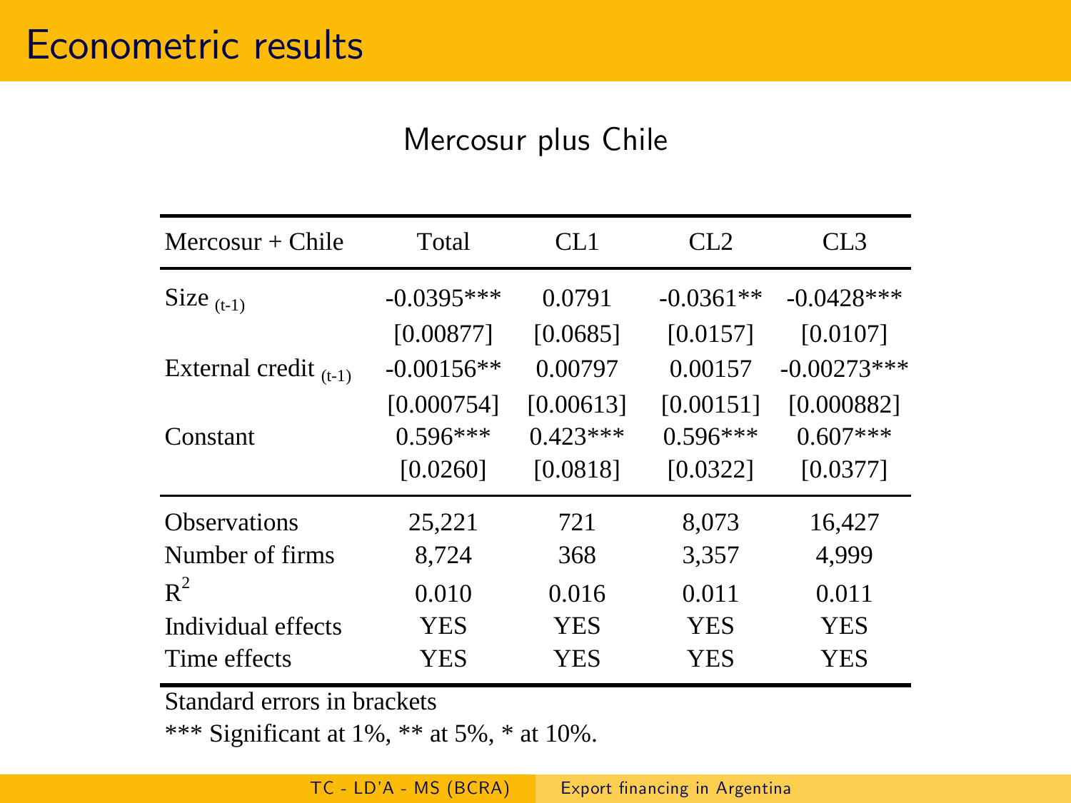# Econometric results

## Mercosur plus Chile

| Mercosur + Chile | Total | CL1 | CL2 | CL3 |
|---|---|---|---|---|
| Size $_{(t-1)}$ | -0.0395*** | 0.0791 | -0.0361** | -0.0428*** |
| | [0.00877] | [0.0685] | [0.0157] | [0.0107] |
| External credit $_{(t-1)}$ | -0.00156** | 0.00797 | 0.00157 | -0.00273*** |
| | [0.000754] | [0.00613] | [0.00151] | [0.000882] |
| Constant | 0.596*** | 0.423*** | 0.596*** | 0.607*** |
| | [0.0260] | [0.0818] | [0.0322] | [0.0377] |
| Observations | 25,221 | 721 | 8,073 | 16,427 |
| Number of firms | 8,724 | 368 | 3,357 | 4,999 |
| $R^2$ | 0.010 | 0.016 | 0.011 | 0.011 |
| Individual effects | YES | YES | YES | YES |
| Time effects | YES | YES | YES | YES |

Standard errors in brackets

*** Significant at 1%, ** at 5%, * at 10%.